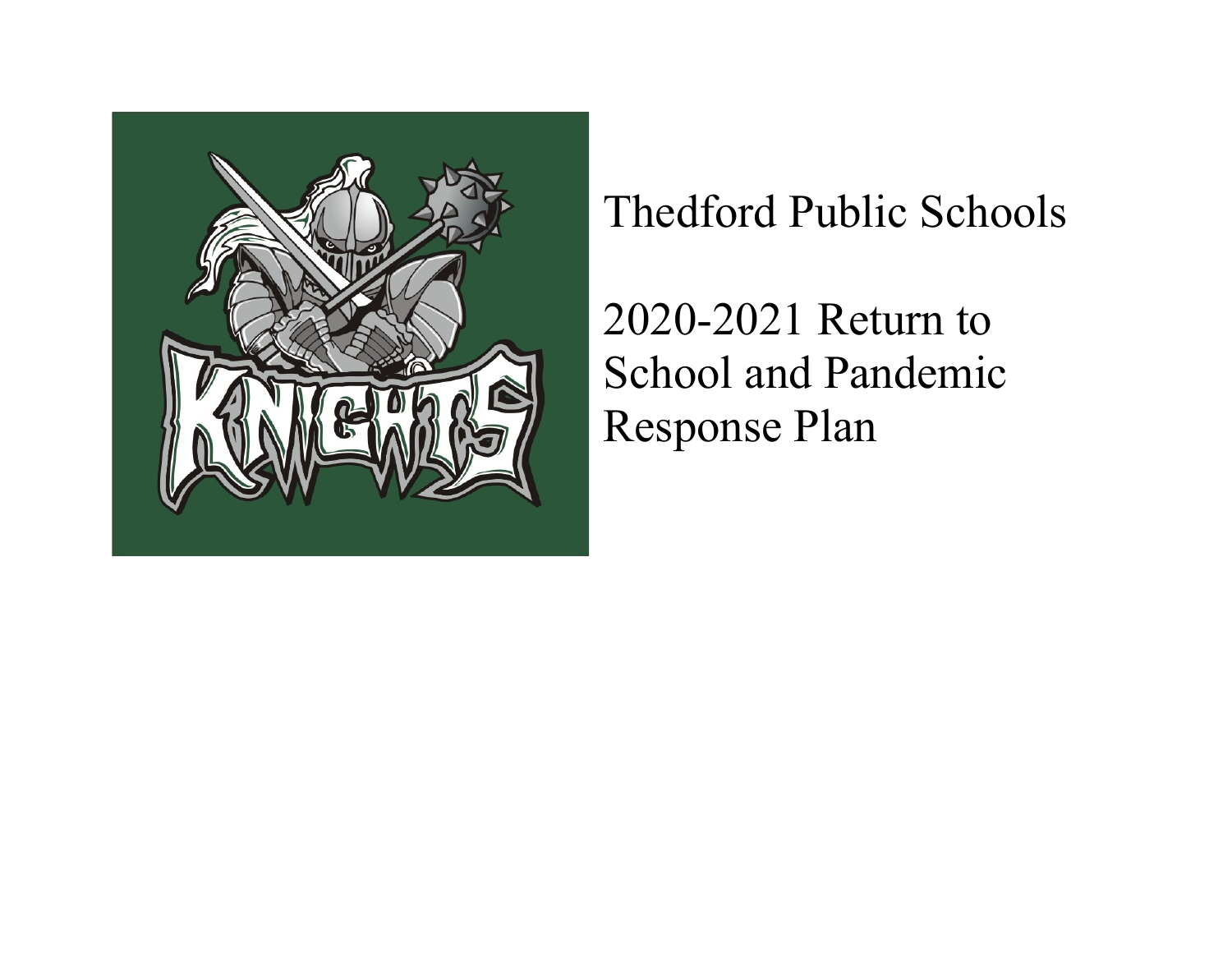# Thedford Public Schools

# 2020-2021 Return to School and Pandemic Response Plan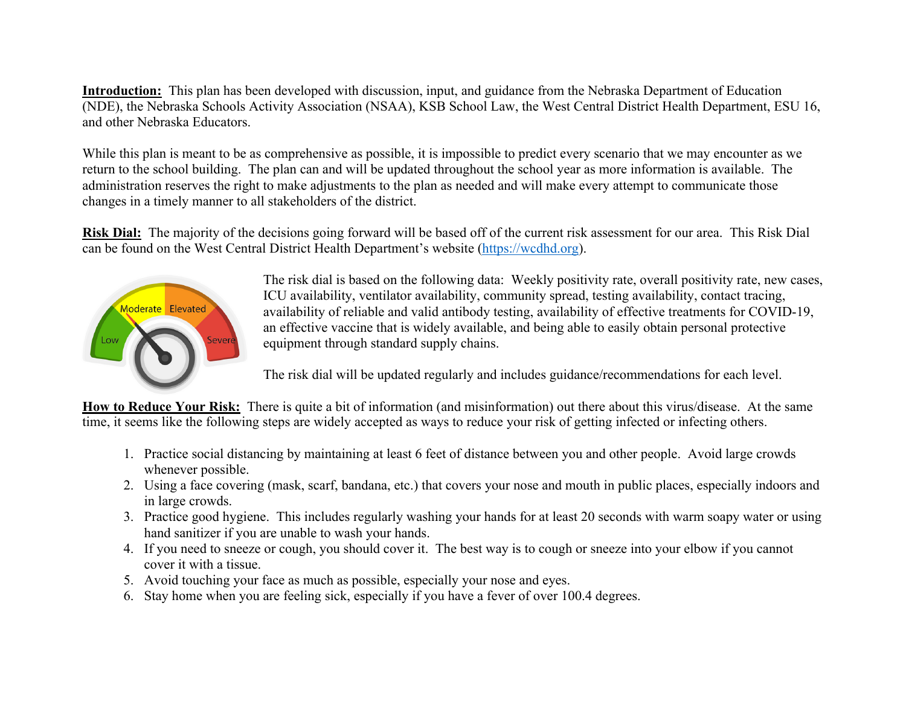**Introduction:** This plan has been developed with discussion, input, and guidance from the Nebraska Department of Education (NDE), the Nebraska Schools Activity Association (NSAA), KSB School Law, the West Central District Health Department, ESU 16, and other Nebraska Educators.

While this plan is meant to be as comprehensive as possible, it is impossible to predict every scenario that we may encounter as we return to the school building. The plan can and will be updated throughout the school year as more information is available. The administration reserves the right to make adjustments to the plan as needed and will make every attempt to communicate those changes in a timely manner to all stakeholders of the district.

**Risk Dial:** The majority of the decisions going forward will be based off of the current risk assessment for our area. This Risk Dial can be found on the West Central District Health Department's website (https://wcdhd.org).

The risk dial is based on the following data: Weekly positivity rate, overall positivity rate, new cases, ICU availability, ventilator availability, community spread, testing availability, contact tracing, availability of reliable and valid antibody testing, availability of effective treatments for COVID-19, an effective vaccine that is widely available, and being able to easily obtain personal protective equipment through standard supply chains.

The risk dial will be updated regularly and includes guidance/recommendations for each level.

**How to Reduce Your Risk:** There is quite a bit of information (and misinformation) out there about this virus/disease. At the same time, it seems like the following steps are widely accepted as ways to reduce your risk of getting infected or infecting others.

1. Practice social distancing by maintaining at least 6 feet of distance between you and other people. Avoid large crowds whenever possible.
2. Using a face covering (mask, scarf, bandana, etc.) that covers your nose and mouth in public places, especially indoors and in large crowds.
3. Practice good hygiene. This includes regularly washing your hands for at least 20 seconds with warm soapy water or using hand sanitizer if you are unable to wash your hands.
4. If you need to sneeze or cough, you should cover it. The best way is to cough or sneeze into your elbow if you cannot cover it with a tissue.
5. Avoid touching your face as much as possible, especially your nose and eyes.
6. Stay home when you are feeling sick, especially if you have a fever of over 100.4 degrees.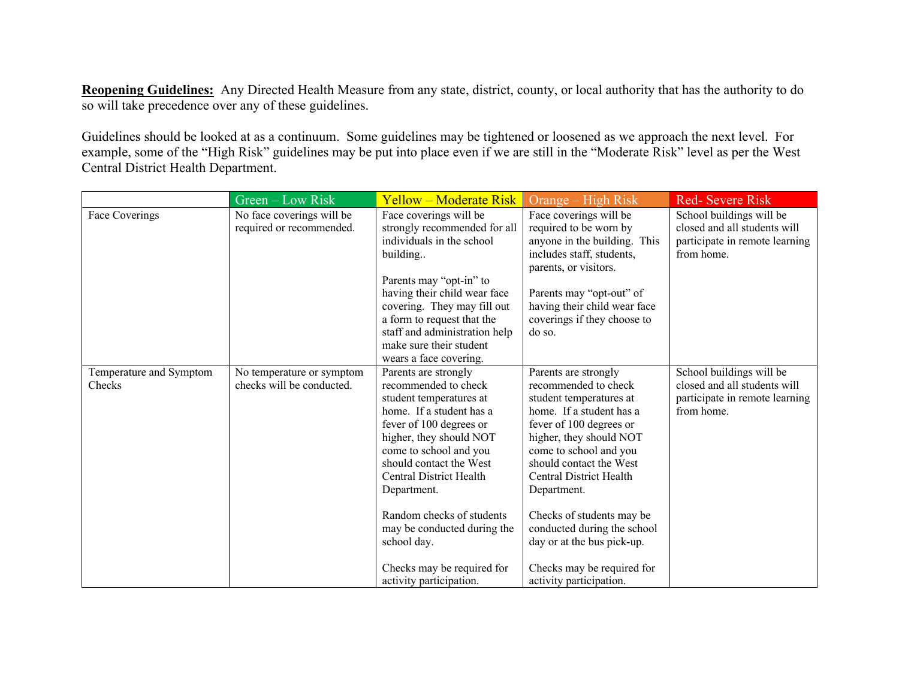**Reopening Guidelines:** Any Directed Health Measure from any state, district, county, or local authority that has the authority to do so will take precedence over any of these guidelines.

Guidelines should be looked at as a continuum. Some guidelines may be tightened or loosened as we approach the next level. For example, some of the "High Risk" guidelines may be put into place even if we are still in the "Moderate Risk" level as per the West Central District Health Department.

| | Green – Low Risk | Yellow – Moderate Risk | Orange – High Risk | Red- Severe Risk |
|---|---|---|---|---|
| Face Coverings | No face coverings will be required or recommended. | Face coverings will be strongly recommended for all individuals in the school building..<br><br>Parents may "opt-in" to having their child wear face covering. They may fill out a form to request that the staff and administration help make sure their student wears a face covering. | Face coverings will be required to be worn by anyone in the building. This includes staff, students, parents, or visitors.<br><br>Parents may "opt-out" of having their child wear face coverings if they choose to do so. | School buildings will be closed and all students will participate in remote learning from home. |
| Temperature and Symptom Checks | No temperature or symptom checks will be conducted. | Parents are strongly recommended to check student temperatures at home. If a student has a fever of 100 degrees or higher, they should NOT come to school and you should contact the West Central District Health Department.<br><br>Random checks of students may be conducted during the school day.<br><br>Checks may be required for activity participation. | Parents are strongly recommended to check student temperatures at home. If a student has a fever of 100 degrees or higher, they should NOT come to school and you should contact the West Central District Health Department.<br><br>Checks of students may be conducted during the school day or at the bus pick-up.<br><br>Checks may be required for activity participation. | School buildings will be closed and all students will participate in remote learning from home. |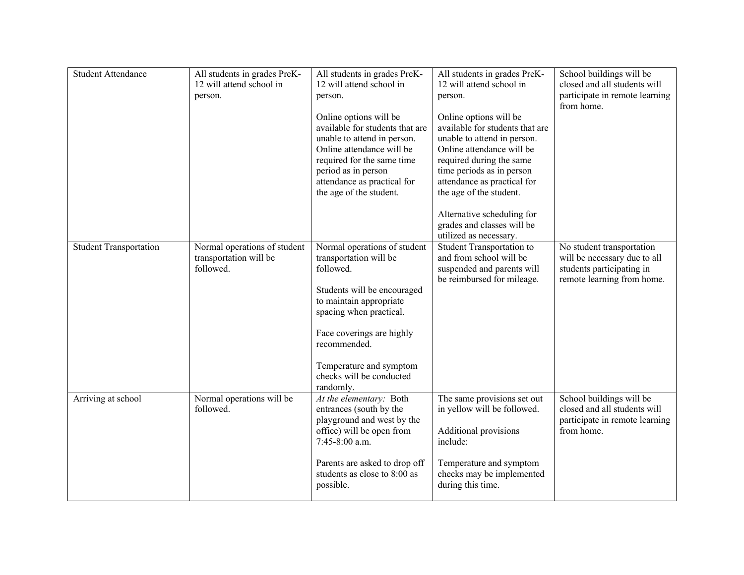| Student Attendance | All students in grades PreK-12 will attend school in person. | All students in grades PreK-12 will attend school in person.<br><br>Online options will be available for students that are unable to attend in person. Online attendance will be required for the same time period as in person attendance as practical for the age of the student. | All students in grades PreK-12 will attend school in person.<br><br>Online options will be available for students that are unable to attend in person. Online attendance will be required during the same time periods as in person attendance as practical for the age of the student.<br><br>Alternative scheduling for grades and classes will be utilized as necessary. | School buildings will be closed and all students will participate in remote learning from home. |
|---|---|---|---|---|
| Student Transportation | Normal operations of student transportation will be followed. | Normal operations of student transportation will be followed.<br><br>Students will be encouraged to maintain appropriate spacing when practical.<br><br>Face coverings are highly recommended.<br><br>Temperature and symptom checks will be conducted randomly. | Student Transportation to and from school will be suspended and parents will be reimbursed for mileage. | No student transportation will be necessary due to all students participating in remote learning from home. |
| Arriving at school | Normal operations will be followed. | *At the elementary:* Both entrances (south by the playground and west by the office) will be open from 7:45-8:00 a.m.<br><br>Parents are asked to drop off students as close to 8:00 as possible. | The same provisions set out in yellow will be followed.<br><br>Additional provisions include:<br><br>Temperature and symptom checks may be implemented during this time. | School buildings will be closed and all students will participate in remote learning from home. |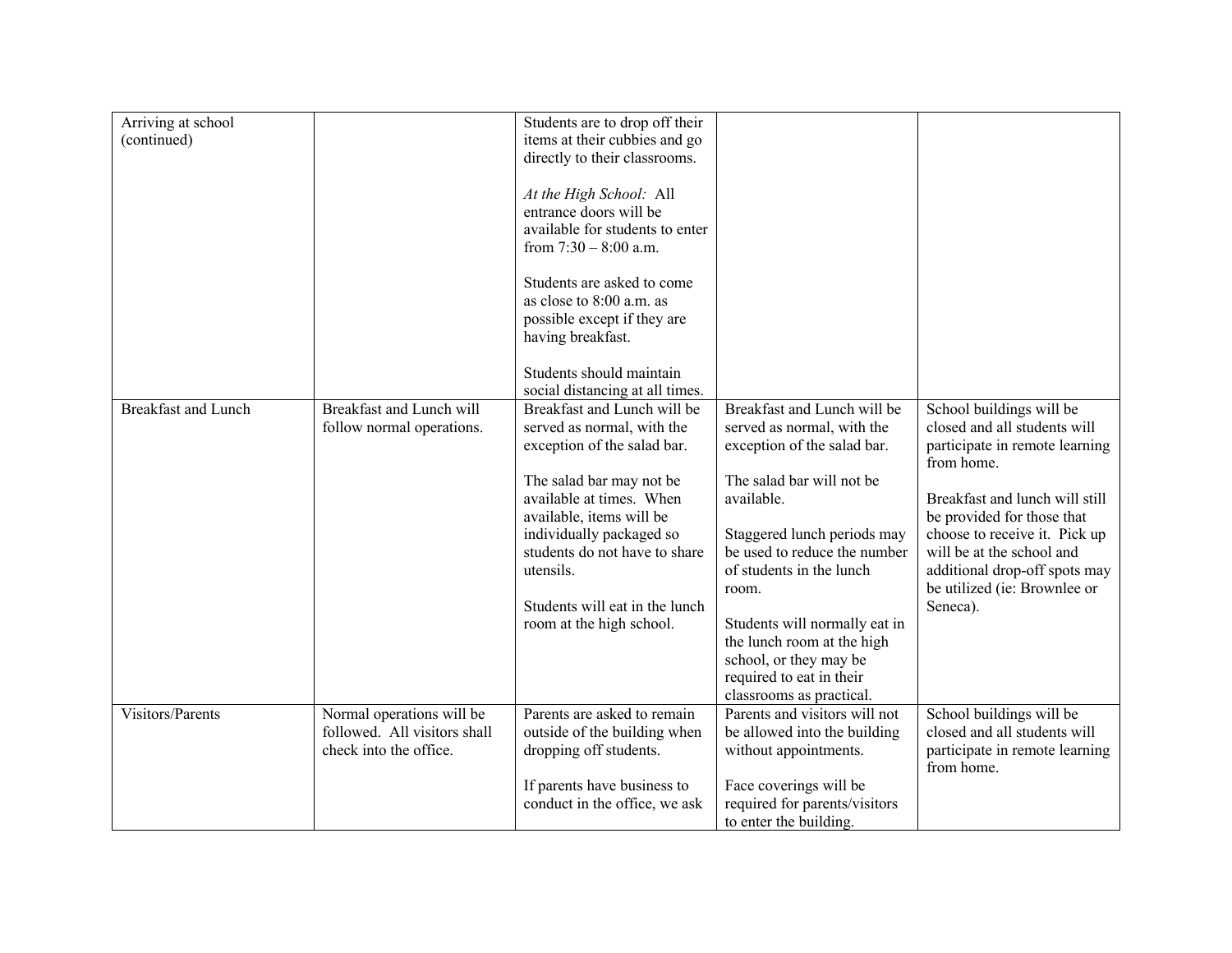| | | | | |
|---|---|---|---|---|
| Arriving at school (continued) | | Students are to drop off their items at their cubbies and go directly to their classrooms.<br><br>*At the High School:* All entrance doors will be available for students to enter from 7:30 – 8:00 a.m.<br><br>Students are asked to come as close to 8:00 a.m. as possible except if they are having breakfast.<br><br>Students should maintain social distancing at all times. | | |
| Breakfast and Lunch | Breakfast and Lunch will follow normal operations. | Breakfast and Lunch will be served as normal, with the exception of the salad bar.<br><br>The salad bar may not be available at times. When available, items will be individually packaged so students do not have to share utensils.<br><br>Students will eat in the lunch room at the high school. | Breakfast and Lunch will be served as normal, with the exception of the salad bar.<br><br>The salad bar will not be available.<br><br>Staggered lunch periods may be used to reduce the number of students in the lunch room.<br><br>Students will normally eat in the lunch room at the high school, or they may be required to eat in their classrooms as practical. | School buildings will be closed and all students will participate in remote learning from home.<br><br>Breakfast and lunch will still be provided for those that choose to receive it. Pick up will be at the school and additional drop-off spots may be utilized (ie: Brownlee or Seneca). |
| Visitors/Parents | Normal operations will be followed. All visitors shall check into the office. | Parents are asked to remain outside of the building when dropping off students.<br><br>If parents have business to conduct in the office, we ask | Parents and visitors will not be allowed into the building without appointments.<br><br>Face coverings will be required for parents/visitors to enter the building. | School buildings will be closed and all students will participate in remote learning from home. |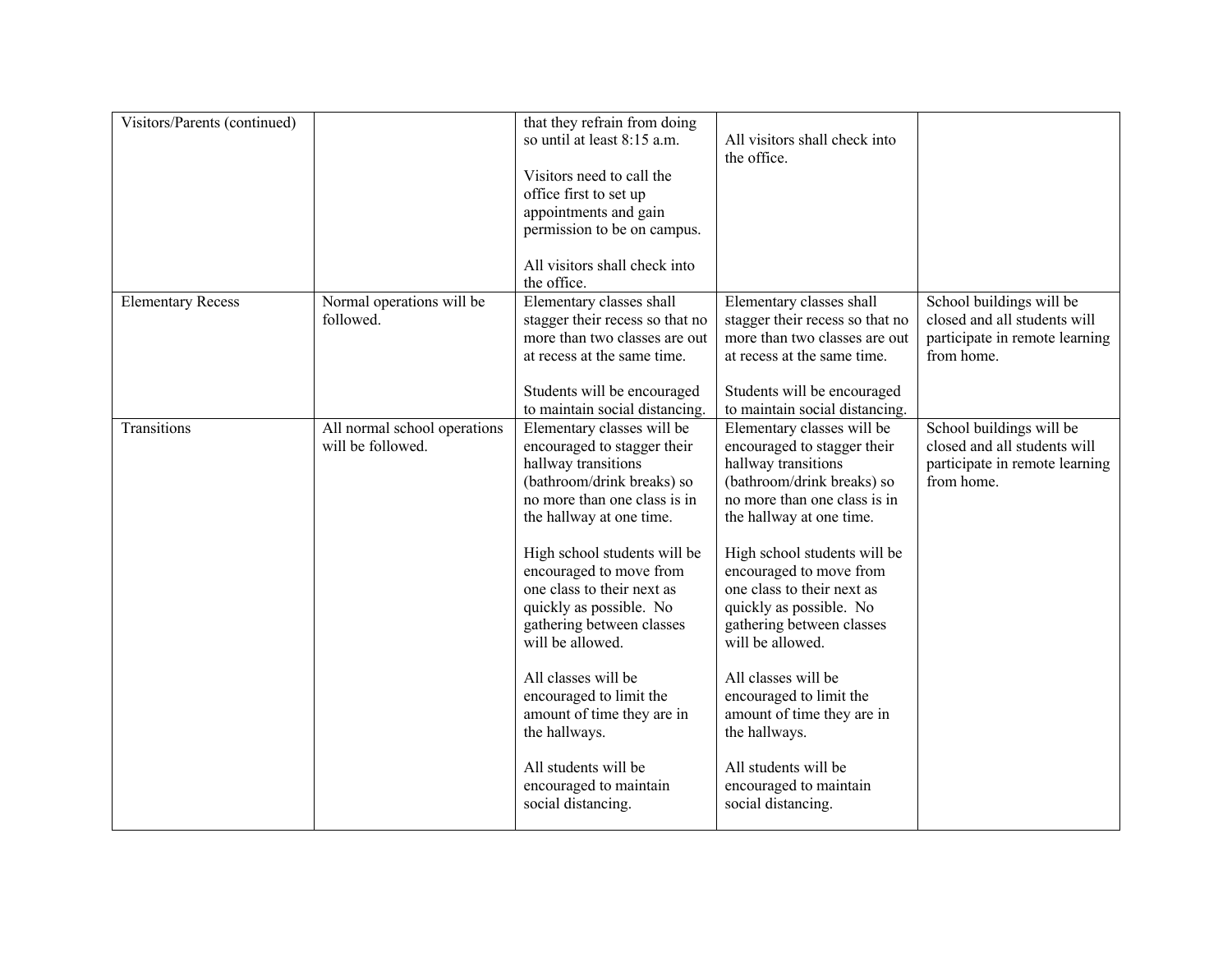| Visitors/Parents (continued) | | that they refrain from doing so until at least 8:15 a.m.<br><br>Visitors need to call the office first to set up appointments and gain permission to be on campus.<br><br>All visitors shall check into the office. | All visitors shall check into the office. | |
|---|---|---|---|---|
| Elementary Recess | Normal operations will be followed. | Elementary classes shall stagger their recess so that no more than two classes are out at recess at the same time.<br><br>Students will be encouraged to maintain social distancing. | Elementary classes shall stagger their recess so that no more than two classes are out at recess at the same time.<br><br>Students will be encouraged to maintain social distancing. | School buildings will be closed and all students will participate in remote learning from home. |
| Transitions | All normal school operations will be followed. | Elementary classes will be encouraged to stagger their hallway transitions (bathroom/drink breaks) so no more than one class is in the hallway at one time.<br><br>High school students will be encouraged to move from one class to their next as quickly as possible. No gathering between classes will be allowed.<br><br>All classes will be encouraged to limit the amount of time they are in the hallways.<br><br>All students will be encouraged to maintain social distancing. | Elementary classes will be encouraged to stagger their hallway transitions (bathroom/drink breaks) so no more than one class is in the hallway at one time.<br><br>High school students will be encouraged to move from one class to their next as quickly as possible. No gathering between classes will be allowed.<br><br>All classes will be encouraged to limit the amount of time they are in the hallways.<br><br>All students will be encouraged to maintain social distancing. | School buildings will be closed and all students will participate in remote learning from home. |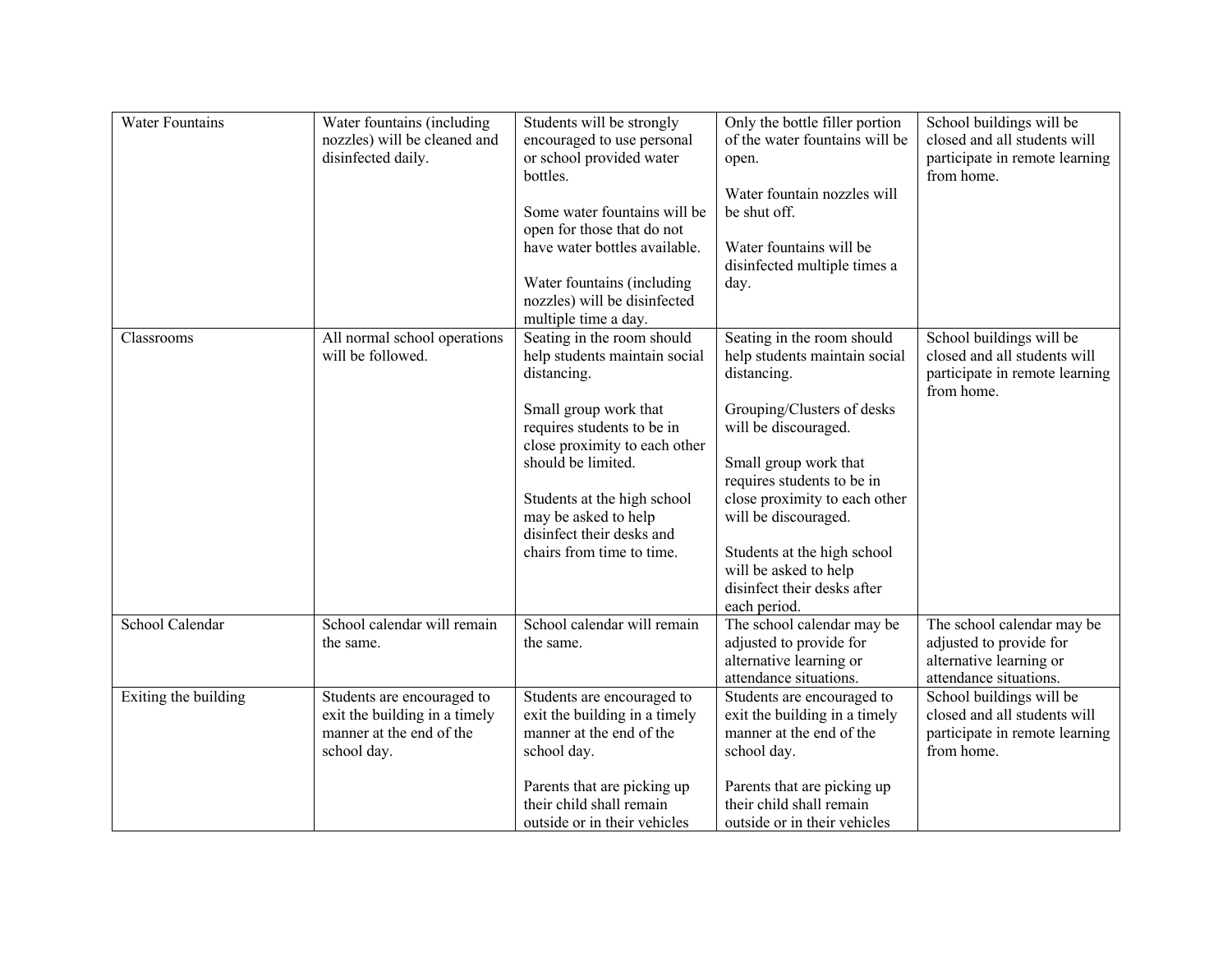| Water Fountains | Water fountains (including nozzles) will be cleaned and disinfected daily. | Students will be strongly encouraged to use personal or school provided water bottles.<br><br>Some water fountains will be open for those that do not have water bottles available.<br><br>Water fountains (including nozzles) will be disinfected multiple time a day. | Only the bottle filler portion of the water fountains will be open.<br><br>Water fountain nozzles will be shut off.<br><br>Water fountains will be disinfected multiple times a day. | School buildings will be closed and all students will participate in remote learning from home. |
|---|---|---|---|---|
| Classrooms | All normal school operations will be followed. | Seating in the room should help students maintain social distancing.<br><br>Small group work that requires students to be in close proximity to each other should be limited.<br><br>Students at the high school may be asked to help disinfect their desks and chairs from time to time. | Seating in the room should help students maintain social distancing.<br><br>Grouping/Clusters of desks will be discouraged.<br><br>Small group work that requires students to be in close proximity to each other will be discouraged.<br><br>Students at the high school will be asked to help disinfect their desks after each period. | School buildings will be closed and all students will participate in remote learning from home. |
| School Calendar | School calendar will remain the same. | School calendar will remain the same. | The school calendar may be adjusted to provide for alternative learning or attendance situations. | The school calendar may be adjusted to provide for alternative learning or attendance situations. |
| Exiting the building | Students are encouraged to exit the building in a timely manner at the end of the school day. | Students are encouraged to exit the building in a timely manner at the end of the school day.<br><br>Parents that are picking up their child shall remain outside or in their vehicles | Students are encouraged to exit the building in a timely manner at the end of the school day.<br><br>Parents that are picking up their child shall remain outside or in their vehicles | School buildings will be closed and all students will participate in remote learning from home. |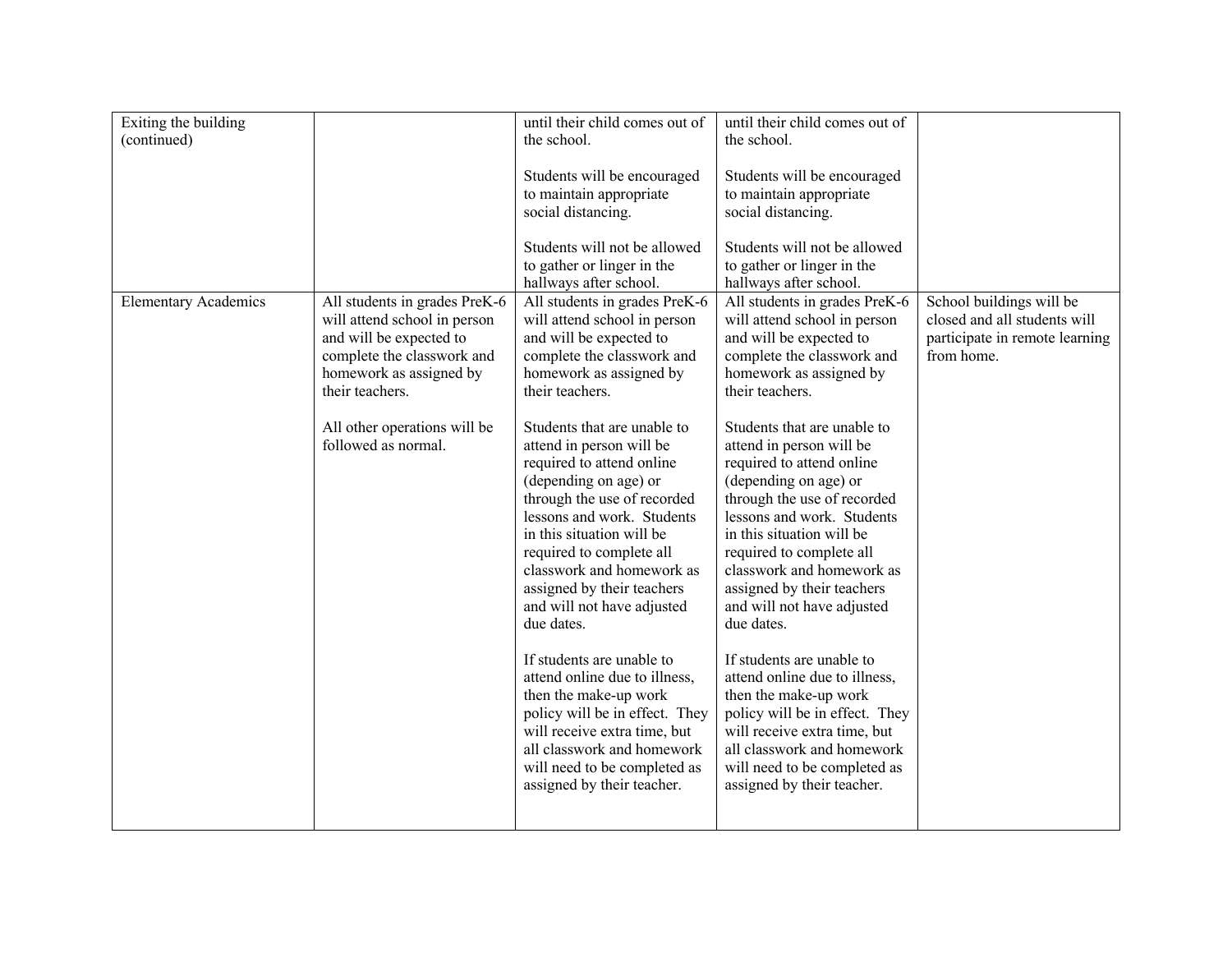| Exiting the building (continued) | | until their child comes out of the school.<br><br>Students will be encouraged to maintain appropriate social distancing.<br><br>Students will not be allowed to gather or linger in the hallways after school. | until their child comes out of the school.<br><br>Students will be encouraged to maintain appropriate social distancing.<br><br>Students will not be allowed to gather or linger in the hallways after school. | |
|---|---|---|---|---|
| Elementary Academics | All students in grades PreK-6 will attend school in person and will be expected to complete the classwork and homework as assigned by their teachers.<br><br>All other operations will be followed as normal. | All students in grades PreK-6 will attend school in person and will be expected to complete the classwork and homework as assigned by their teachers.<br><br>Students that are unable to attend in person will be required to attend online (depending on age) or through the use of recorded lessons and work. Students in this situation will be required to complete all classwork and homework as assigned by their teachers and will not have adjusted due dates.<br><br>If students are unable to attend online due to illness, then the make-up work policy will be in effect. They will receive extra time, but all classwork and homework will need to be completed as assigned by their teacher. | All students in grades PreK-6 will attend school in person and will be expected to complete the classwork and homework as assigned by their teachers.<br><br>Students that are unable to attend in person will be required to attend online (depending on age) or through the use of recorded lessons and work. Students in this situation will be required to complete all classwork and homework as assigned by their teachers and will not have adjusted due dates.<br><br>If students are unable to attend online due to illness, then the make-up work policy will be in effect. They will receive extra time, but all classwork and homework will need to be completed as assigned by their teacher. | School buildings will be closed and all students will participate in remote learning from home. |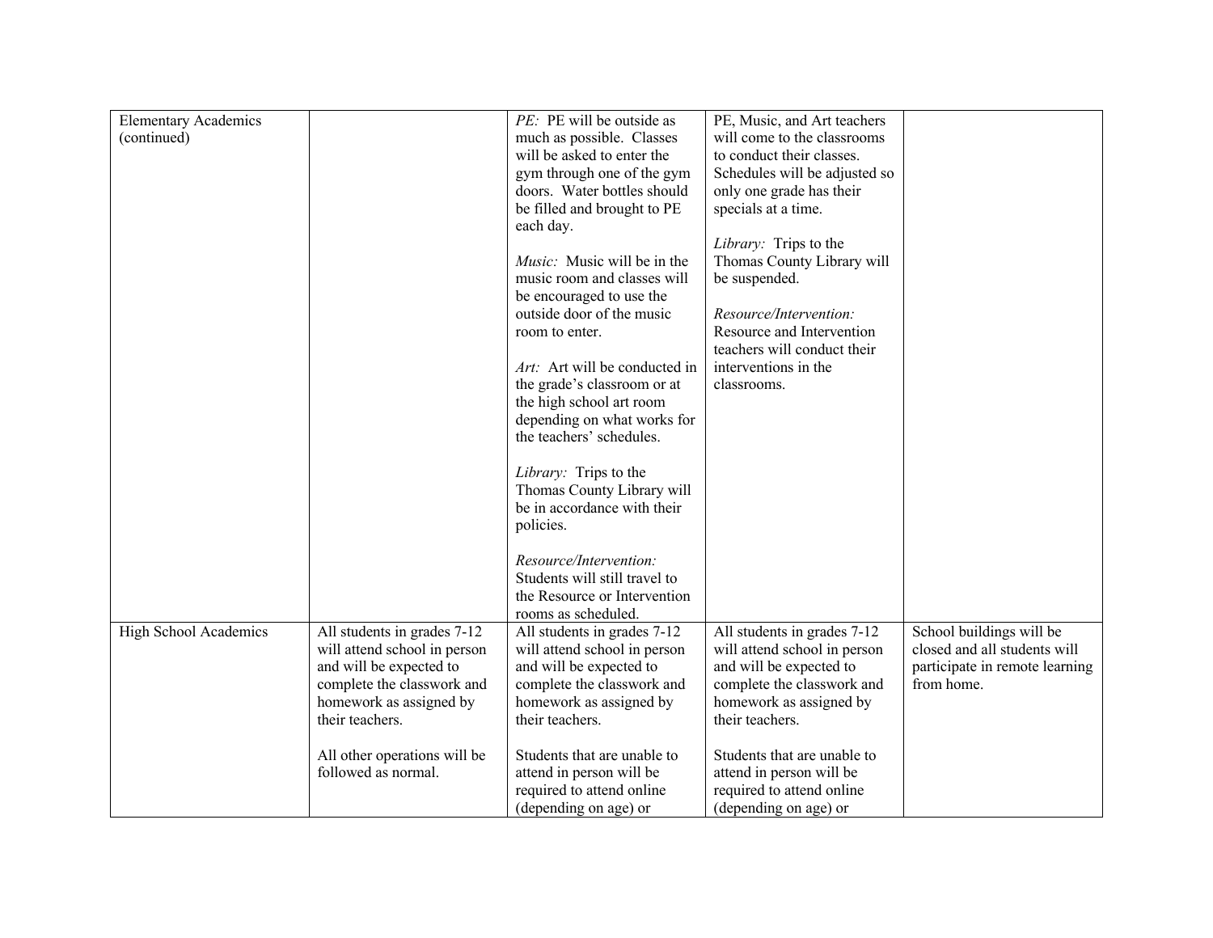| | | | | |
|---|---|---|---|---|
| Elementary Academics (continued) | | *PE:* PE will be outside as much as possible. Classes will be asked to enter the gym through one of the gym doors. Water bottles should be filled and brought to PE each day.<br><br>*Music:* Music will be in the music room and classes will be encouraged to use the outside door of the music room to enter.<br><br>*Art:* Art will be conducted in the grade's classroom or at the high school art room depending on what works for the teachers' schedules.<br><br>*Library:* Trips to the Thomas County Library will be in accordance with their policies.<br><br>*Resource/Intervention:* Students will still travel to the Resource or Intervention rooms as scheduled. | PE, Music, and Art teachers will come to the classrooms to conduct their classes. Schedules will be adjusted so only one grade has their specials at a time.<br><br>*Library:* Trips to the Thomas County Library will be suspended.<br><br>*Resource/Intervention:* Resource and Intervention teachers will conduct their interventions in the classrooms. | |
| High School Academics | All students in grades 7-12 will attend school in person and will be expected to complete the classwork and homework as assigned by their teachers.<br><br>All other operations will be followed as normal. | All students in grades 7-12 will attend school in person and will be expected to complete the classwork and homework as assigned by their teachers.<br><br>Students that are unable to attend in person will be required to attend online (depending on age) or | All students in grades 7-12 will attend school in person and will be expected to complete the classwork and homework as assigned by their teachers.<br><br>Students that are unable to attend in person will be required to attend online (depending on age) or | School buildings will be closed and all students will participate in remote learning from home. |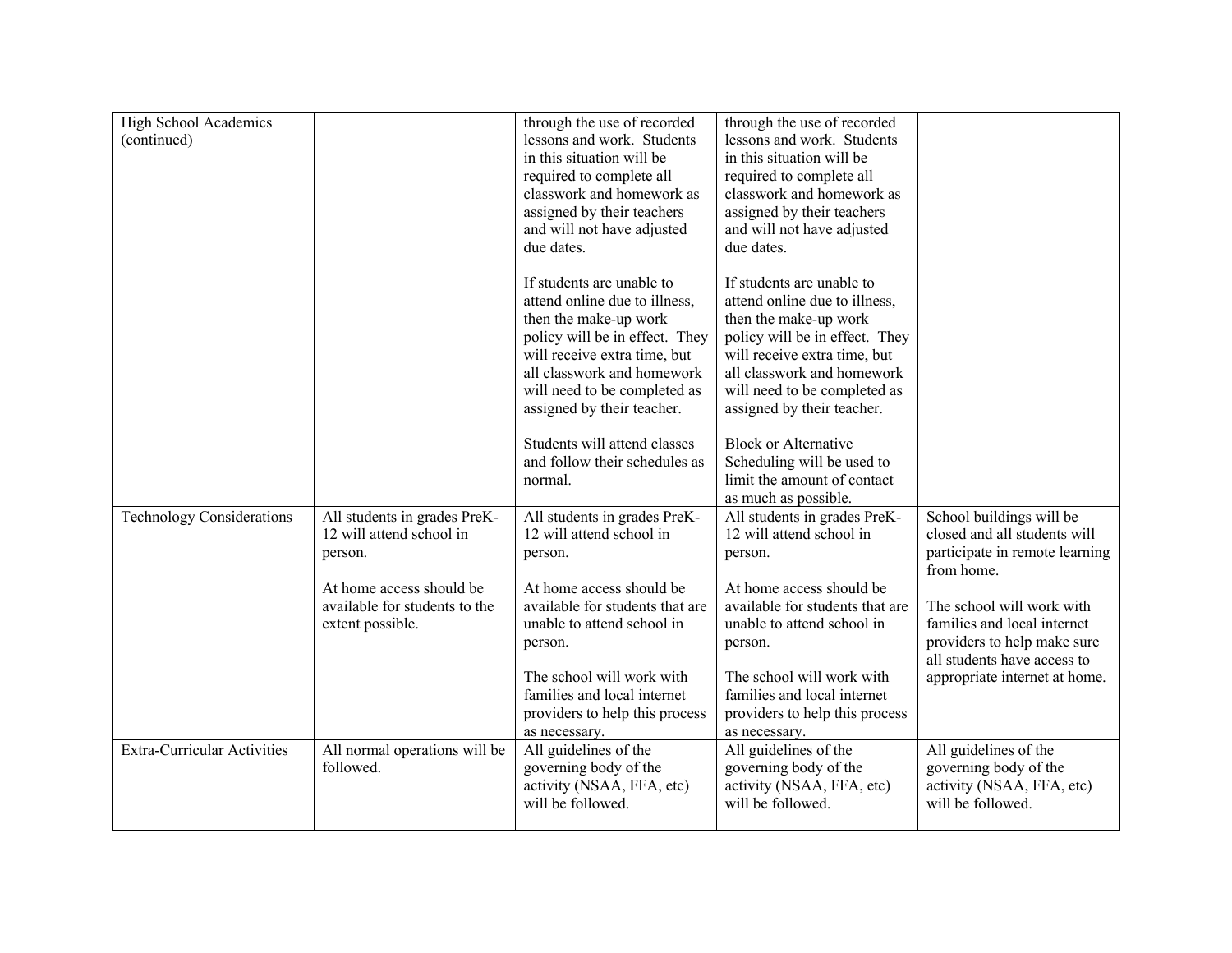| | | | | |
|---|---|---|---|---|
| High School Academics (continued) | | through the use of recorded lessons and work. Students in this situation will be required to complete all classwork and homework as assigned by their teachers and will not have adjusted due dates.<br><br>If students are unable to attend online due to illness, then the make-up work policy will be in effect. They will receive extra time, but all classwork and homework will need to be completed as assigned by their teacher.<br><br>Students will attend classes and follow their schedules as normal. | through the use of recorded lessons and work. Students in this situation will be required to complete all classwork and homework as assigned by their teachers and will not have adjusted due dates.<br><br>If students are unable to attend online due to illness, then the make-up work policy will be in effect. They will receive extra time, but all classwork and homework will need to be completed as assigned by their teacher.<br><br>Block or Alternative Scheduling will be used to limit the amount of contact as much as possible. | |
| Technology Considerations | All students in grades PreK-12 will attend school in person.<br><br>At home access should be available for students to the extent possible. | All students in grades PreK-12 will attend school in person.<br><br>At home access should be available for students that are unable to attend school in person.<br><br>The school will work with families and local internet providers to help this process as necessary. | All students in grades PreK-12 will attend school in person.<br><br>At home access should be available for students that are unable to attend school in person.<br><br>The school will work with families and local internet providers to help this process as necessary. | School buildings will be closed and all students will participate in remote learning from home.<br><br>The school will work with families and local internet providers to help make sure all students have access to appropriate internet at home. |
| Extra-Curricular Activities | All normal operations will be followed. | All guidelines of the governing body of the activity (NSAA, FFA, etc) will be followed. | All guidelines of the governing body of the activity (NSAA, FFA, etc) will be followed. | All guidelines of the governing body of the activity (NSAA, FFA, etc) will be followed. |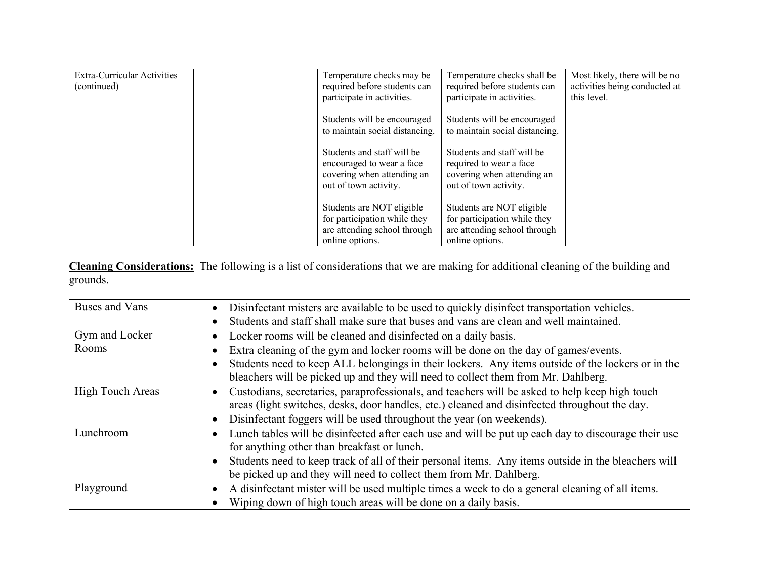| Extra-Curricular Activities (continued) | | Temperature checks may be required before students can participate in activities.<br><br>Students will be encouraged to maintain social distancing.<br><br>Students and staff will be encouraged to wear a face covering when attending an out of town activity.<br><br>Students are NOT eligible for participation while they are attending school through online options. | Temperature checks shall be required before students can participate in activities.<br><br>Students will be encouraged to maintain social distancing.<br><br>Students and staff will be required to wear a face covering when attending an out of town activity.<br><br>Students are NOT eligible for participation while they are attending school through online options. | Most likely, there will be no activities being conducted at this level. |
|---|---|---|---|---|

**Cleaning Considerations:** The following is a list of considerations that we are making for additional cleaning of the building and grounds.

| Buses and Vans | • Disinfectant misters are available to be used to quickly disinfect transportation vehicles.<br>• Students and staff shall make sure that buses and vans are clean and well maintained. |
|---|---|
| Gym and Locker Rooms | • Locker rooms will be cleaned and disinfected on a daily basis.<br>• Extra cleaning of the gym and locker rooms will be done on the day of games/events.<br>• Students need to keep ALL belongings in their lockers. Any items outside of the lockers or in the bleachers will be picked up and they will need to collect them from Mr. Dahlberg. |
| High Touch Areas | • Custodians, secretaries, paraprofessionals, and teachers will be asked to help keep high touch areas (light switches, desks, door handles, etc.) cleaned and disinfected throughout the day.<br>• Disinfectant foggers will be used throughout the year (on weekends). |
| Lunchroom | • Lunch tables will be disinfected after each use and will be put up each day to discourage their use for anything other than breakfast or lunch.<br>• Students need to keep track of all of their personal items. Any items outside in the bleachers will be picked up and they will need to collect them from Mr. Dahlberg. |
| Playground | • A disinfectant mister will be used multiple times a week to do a general cleaning of all items.<br>• Wiping down of high touch areas will be done on a daily basis. |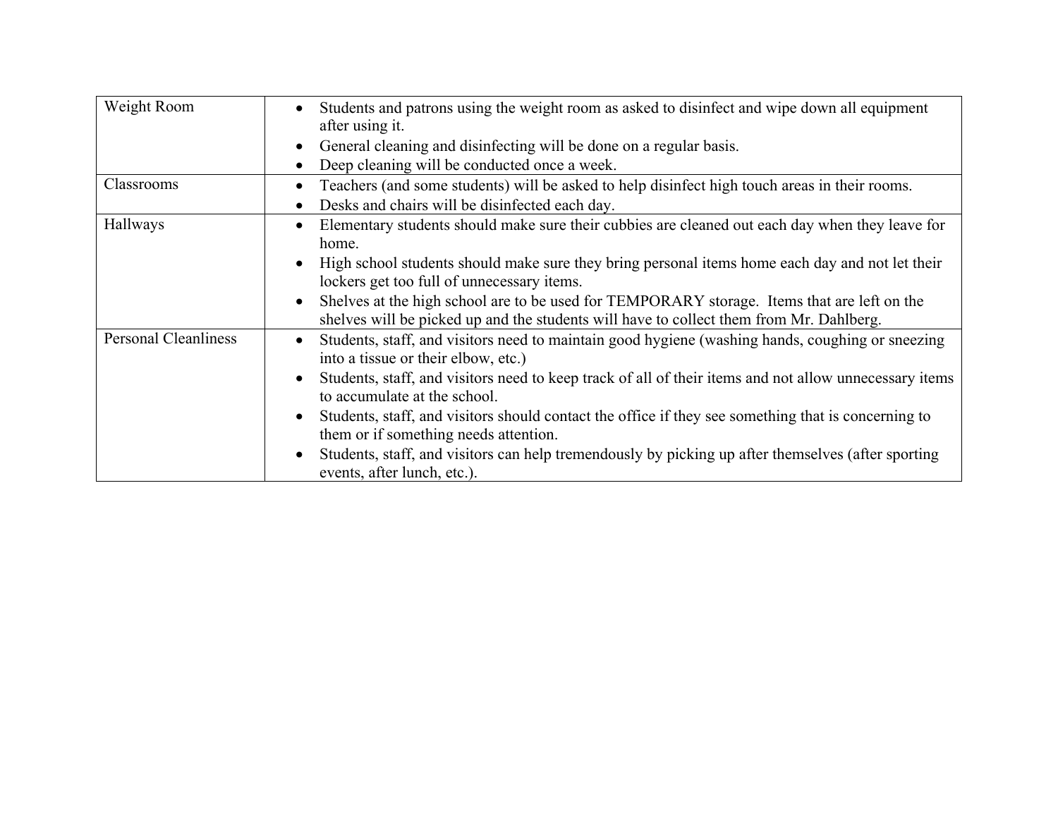| | |
|---|---|
| Weight Room | • Students and patrons using the weight room as asked to disinfect and wipe down all equipment after using it.<br>• General cleaning and disinfecting will be done on a regular basis.<br>• Deep cleaning will be conducted once a week. |
| Classrooms | • Teachers (and some students) will be asked to help disinfect high touch areas in their rooms.<br>• Desks and chairs will be disinfected each day. |
| Hallways | • Elementary students should make sure their cubbies are cleaned out each day when they leave for home.<br>• High school students should make sure they bring personal items home each day and not let their lockers get too full of unnecessary items.<br>• Shelves at the high school are to be used for TEMPORARY storage. Items that are left on the shelves will be picked up and the students will have to collect them from Mr. Dahlberg. |
| Personal Cleanliness | • Students, staff, and visitors need to maintain good hygiene (washing hands, coughing or sneezing into a tissue or their elbow, etc.)<br>• Students, staff, and visitors need to keep track of all of their items and not allow unnecessary items to accumulate at the school.<br>• Students, staff, and visitors should contact the office if they see something that is concerning to them or if something needs attention.<br>• Students, staff, and visitors can help tremendously by picking up after themselves (after sporting events, after lunch, etc.). |